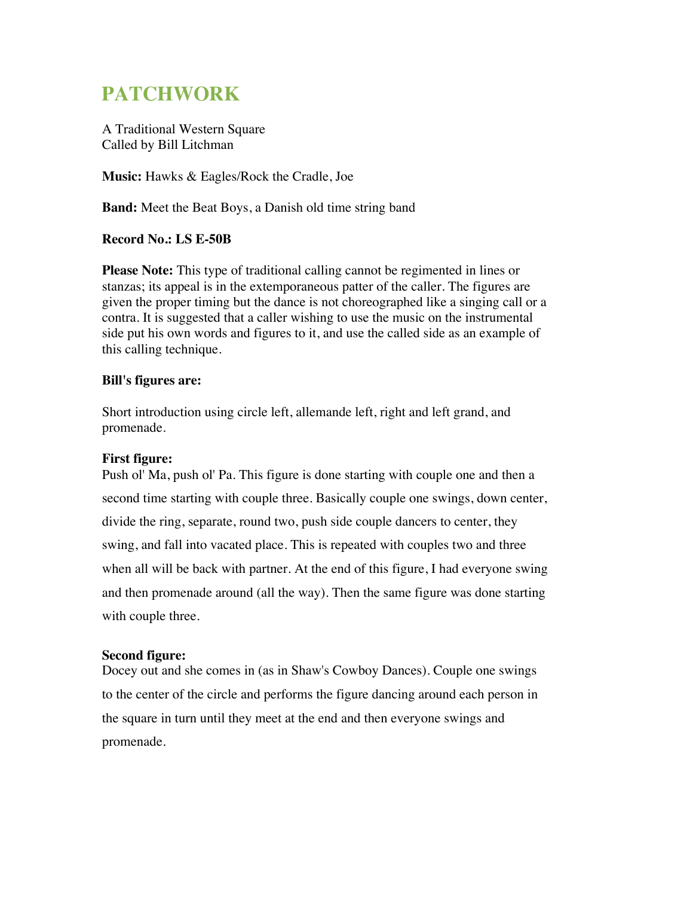# PATCHWORK

A Traditional Western Square
Called by Bill Litchman

**Music:** Hawks & Eagles/Rock the Cradle, Joe

**Band:** Meet the Beat Boys, a Danish old time string band

**Record No.: LS E-50B**

**Please Note:** This type of traditional calling cannot be regimented in lines or stanzas; its appeal is in the extemporaneous patter of the caller. The figures are given the proper timing but the dance is not choreographed like a singing call or a contra. It is suggested that a caller wishing to use the music on the instrumental side put his own words and figures to it, and use the called side as an example of this calling technique.

**Bill's figures are:**

Short introduction using circle left, allemande left, right and left grand, and promenade.

**First figure:**
Push ol' Ma, push ol' Pa. This figure is done starting with couple one and then a second time starting with couple three. Basically couple one swings, down center, divide the ring, separate, round two, push side couple dancers to center, they swing, and fall into vacated place. This is repeated with couples two and three when all will be back with partner. At the end of this figure, I had everyone swing and then promenade around (all the way). Then the same figure was done starting with couple three.

**Second figure:**
Docey out and she comes in (as in Shaw's Cowboy Dances). Couple one swings to the center of the circle and performs the figure dancing around each person in the square in turn until they meet at the end and then everyone swings and promenade.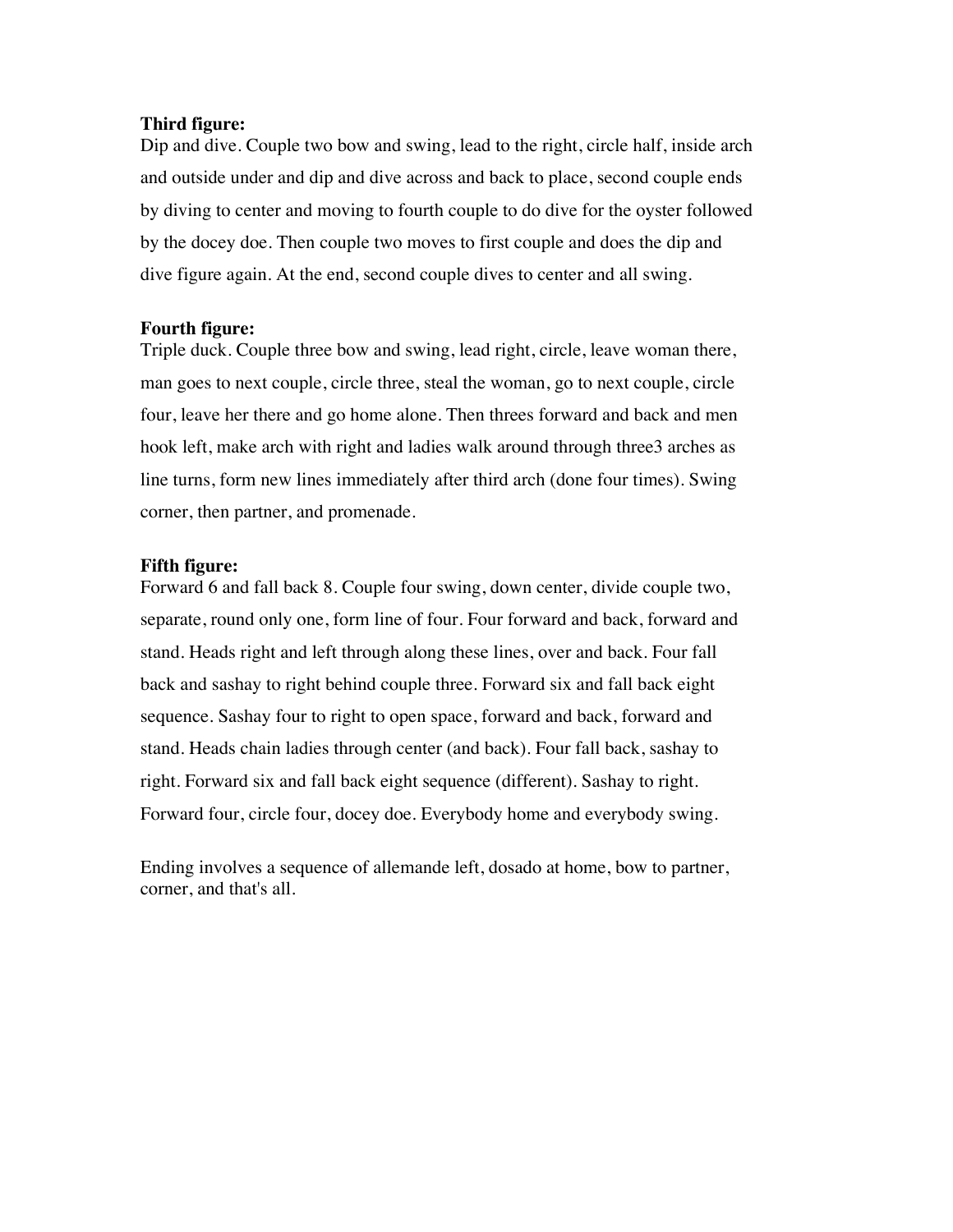**Third figure:**
Dip and dive. Couple two bow and swing, lead to the right, circle half, inside arch and outside under and dip and dive across and back to place, second couple ends by diving to center and moving to fourth couple to do dive for the oyster followed by the docey doe. Then couple two moves to first couple and does the dip and dive figure again. At the end, second couple dives to center and all swing.

**Fourth figure:**
Triple duck. Couple three bow and swing, lead right, circle, leave woman there, man goes to next couple, circle three, steal the woman, go to next couple, circle four, leave her there and go home alone. Then threes forward and back and men hook left, make arch with right and ladies walk around through three3 arches as line turns, form new lines immediately after third arch (done four times). Swing corner, then partner, and promenade.

**Fifth figure:**
Forward 6 and fall back 8. Couple four swing, down center, divide couple two, separate, round only one, form line of four. Four forward and back, forward and stand. Heads right and left through along these lines, over and back. Four fall back and sashay to right behind couple three. Forward six and fall back eight sequence. Sashay four to right to open space, forward and back, forward and stand. Heads chain ladies through center (and back). Four fall back, sashay to right. Forward six and fall back eight sequence (different). Sashay to right. Forward four, circle four, docey doe. Everybody home and everybody swing.

Ending involves a sequence of allemande left, dosado at home, bow to partner, corner, and that's all.